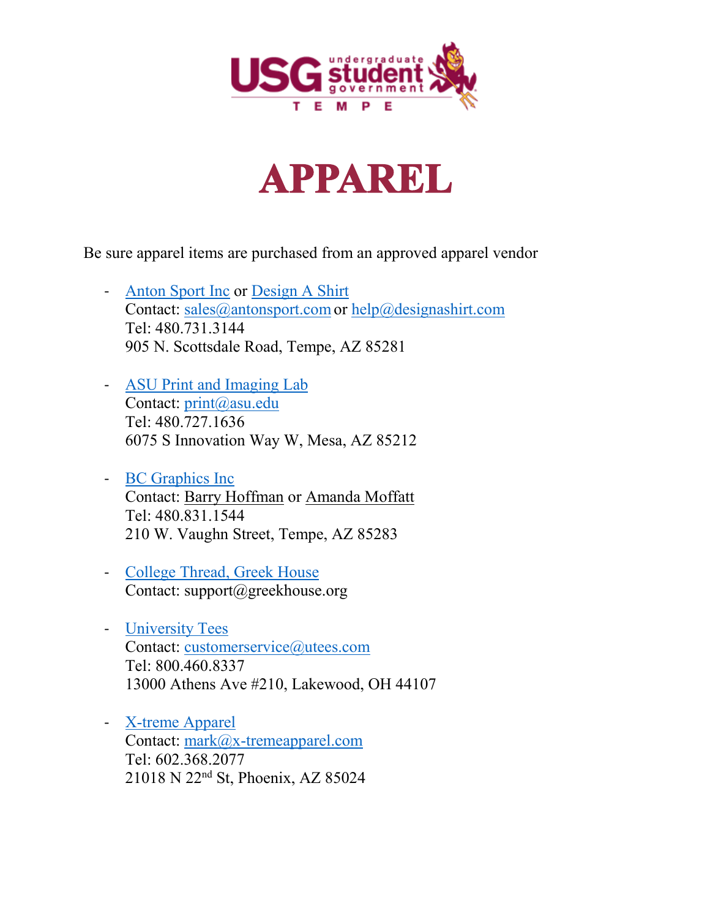# APPAREL

Be sure apparel items are purchased from an approved apparel vendor

- Anton Sport Inc or Design A Shirt
  Contact: sales@antonsport.com or help@designashirt.com
  Tel: 480.731.3144
  905 N. Scottsdale Road, Tempe, AZ 85281

- ASU Print and Imaging Lab
  Contact: print@asu.edu
  Tel: 480.727.1636
  6075 S Innovation Way W, Mesa, AZ 85212

- BC Graphics Inc
  Contact: Barry Hoffman or Amanda Moffatt
  Tel: 480.831.1544
  210 W. Vaughn Street, Tempe, AZ 85283

- College Thread, Greek House
  Contact: support@greekhouse.org

- University Tees
  Contact: customerservice@utees.com
  Tel: 800.460.8337
  13000 Athens Ave #210, Lakewood, OH 44107

- X-treme Apparel
  Contact: mark@x-tremeapparel.com
  Tel: 602.368.2077
  21018 N 22nd St, Phoenix, AZ 85024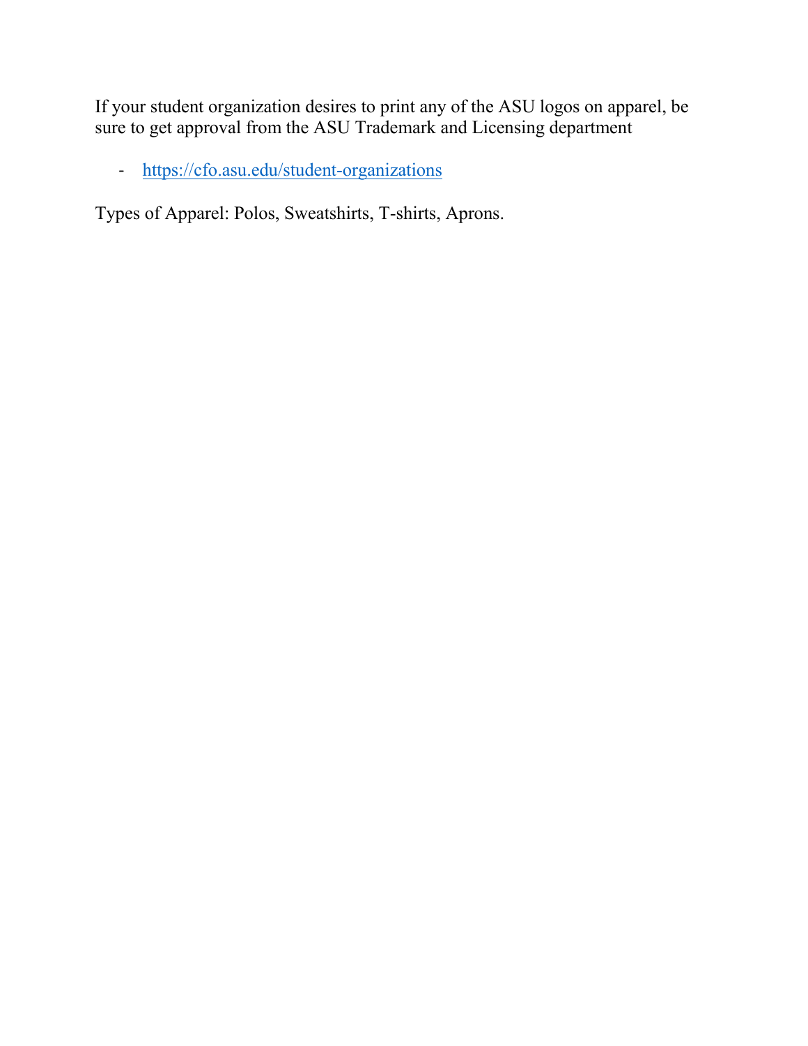If your student organization desires to print any of the ASU logos on apparel, be sure to get approval from the ASU Trademark and Licensing department

- https://cfo.asu.edu/student-organizations

Types of Apparel: Polos, Sweatshirts, T-shirts, Aprons.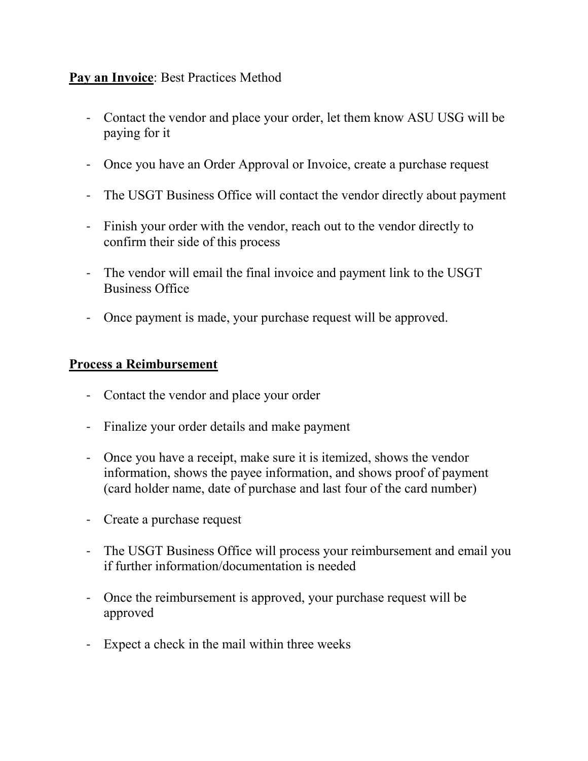**<u>Pay an Invoice</u>**: Best Practices Method

- Contact the vendor and place your order, let them know ASU USG will be paying for it

- Once you have an Order Approval or Invoice, create a purchase request

- The USGT Business Office will contact the vendor directly about payment

- Finish your order with the vendor, reach out to the vendor directly to confirm their side of this process

- The vendor will email the final invoice and payment link to the USGT Business Office

- Once payment is made, your purchase request will be approved.

**<u>Process a Reimbursement</u>**

- Contact the vendor and place your order

- Finalize your order details and make payment

- Once you have a receipt, make sure it is itemized, shows the vendor information, shows the payee information, and shows proof of payment (card holder name, date of purchase and last four of the card number)

- Create a purchase request

- The USGT Business Office will process your reimbursement and email you if further information/documentation is needed

- Once the reimbursement is approved, your purchase request will be approved

- Expect a check in the mail within three weeks